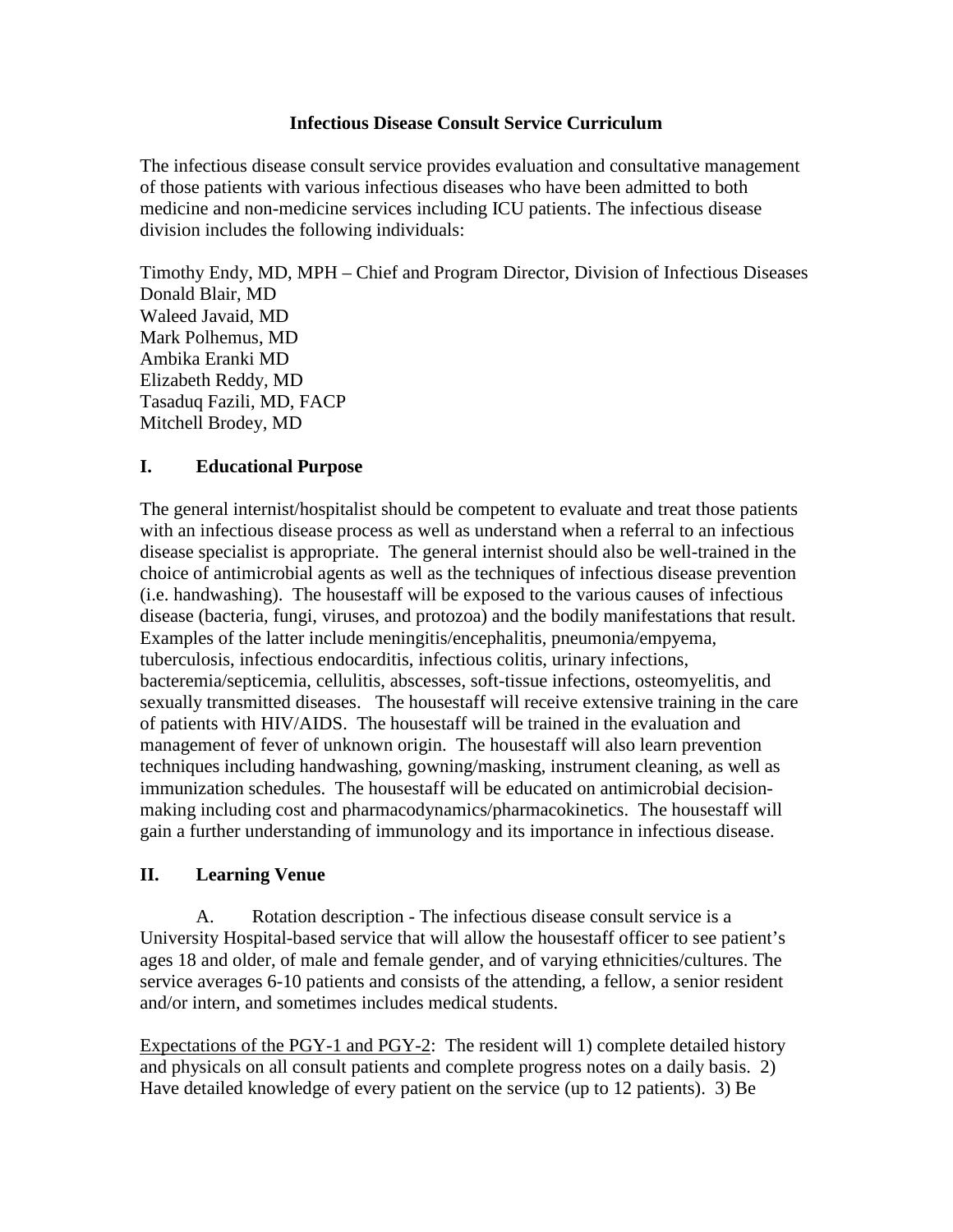# Infectious Disease Consult Service Curriculum

The infectious disease consult service provides evaluation and consultative management of those patients with various infectious diseases who have been admitted to both medicine and non-medicine services including ICU patients. The infectious disease division includes the following individuals:

Timothy Endy, MD, MPH – Chief and Program Director, Division of Infectious Diseases
Donald Blair, MD
Waleed Javaid, MD
Mark Polhemus, MD
Ambika Eranki MD
Elizabeth Reddy, MD
Tasaduq Fazili, MD, FACP
Mitchell Brodey, MD

## I. Educational Purpose

The general internist/hospitalist should be competent to evaluate and treat those patients with an infectious disease process as well as understand when a referral to an infectious disease specialist is appropriate. The general internist should also be well-trained in the choice of antimicrobial agents as well as the techniques of infectious disease prevention (i.e. handwashing). The housestaff will be exposed to the various causes of infectious disease (bacteria, fungi, viruses, and protozoa) and the bodily manifestations that result. Examples of the latter include meningitis/encephalitis, pneumonia/empyema, tuberculosis, infectious endocarditis, infectious colitis, urinary infections, bacteremia/septicemia, cellulitis, abscesses, soft-tissue infections, osteomyelitis, and sexually transmitted diseases. The housestaff will receive extensive training in the care of patients with HIV/AIDS. The housestaff will be trained in the evaluation and management of fever of unknown origin. The housestaff will also learn prevention techniques including handwashing, gowning/masking, instrument cleaning, as well as immunization schedules. The housestaff will be educated on antimicrobial decision-making including cost and pharmacodynamics/pharmacokinetics. The housestaff will gain a further understanding of immunology and its importance in infectious disease.

## II. Learning Venue

A. Rotation description - The infectious disease consult service is a University Hospital-based service that will allow the housestaff officer to see patient's ages 18 and older, of male and female gender, and of varying ethnicities/cultures. The service averages 6-10 patients and consists of the attending, a fellow, a senior resident and/or intern, and sometimes includes medical students.

<u>Expectations of the PGY-1 and PGY-2</u>: The resident will 1) complete detailed history and physicals on all consult patients and complete progress notes on a daily basis. 2) Have detailed knowledge of every patient on the service (up to 12 patients). 3) Be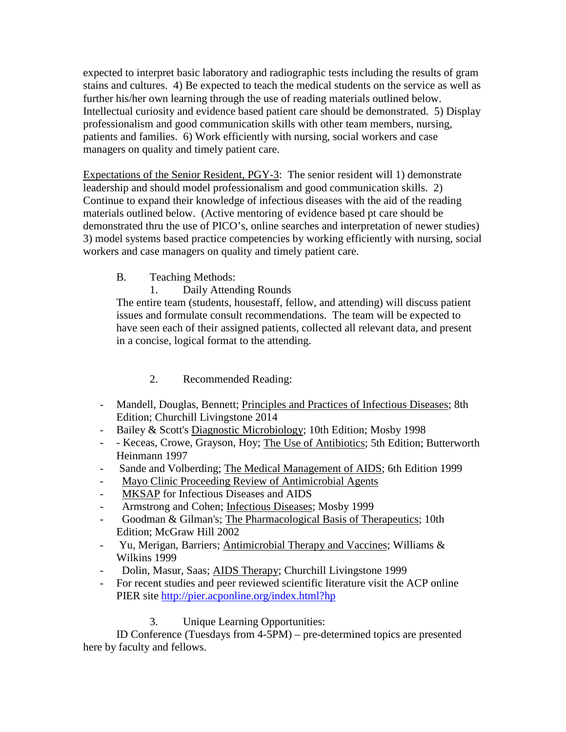expected to interpret basic laboratory and radiographic tests including the results of gram stains and cultures. 4) Be expected to teach the medical students on the service as well as further his/her own learning through the use of reading materials outlined below. Intellectual curiosity and evidence based patient care should be demonstrated. 5) Display professionalism and good communication skills with other team members, nursing, patients and families. 6) Work efficiently with nursing, social workers and case managers on quality and timely patient care.

Expectations of the Senior Resident, PGY-3: The senior resident will 1) demonstrate leadership and should model professionalism and good communication skills. 2) Continue to expand their knowledge of infectious diseases with the aid of the reading materials outlined below. (Active mentoring of evidence based pt care should be demonstrated thru the use of PICO's, online searches and interpretation of newer studies) 3) model systems based practice competencies by working efficiently with nursing, social workers and case managers on quality and timely patient care.

B. Teaching Methods:

1. Daily Attending Rounds

The entire team (students, housestaff, fellow, and attending) will discuss patient issues and formulate consult recommendations. The team will be expected to have seen each of their assigned patients, collected all relevant data, and present in a concise, logical format to the attending.

2. Recommended Reading:

- Mandell, Douglas, Bennett; Principles and Practices of Infectious Diseases; 8th Edition; Churchill Livingstone 2014
- Bailey & Scott's Diagnostic Microbiology; 10th Edition; Mosby 1998
- - Keceas, Crowe, Grayson, Hoy; The Use of Antibiotics; 5th Edition; Butterworth Heinmann 1997
- Sande and Volberding; The Medical Management of AIDS; 6th Edition 1999
- Mayo Clinic Proceeding Review of Antimicrobial Agents
- MKSAP for Infectious Diseases and AIDS
- Armstrong and Cohen; Infectious Diseases; Mosby 1999
- Goodman & Gilman's; The Pharmacological Basis of Therapeutics; 10th Edition; McGraw Hill 2002
- Yu, Merigan, Barriers; Antimicrobial Therapy and Vaccines; Williams & Wilkins 1999
- Dolin, Masur, Saas; AIDS Therapy; Churchill Livingstone 1999
- For recent studies and peer reviewed scientific literature visit the ACP online PIER site http://pier.acponline.org/index.html?hp

3. Unique Learning Opportunities:

ID Conference (Tuesdays from 4-5PM) – pre-determined topics are presented here by faculty and fellows.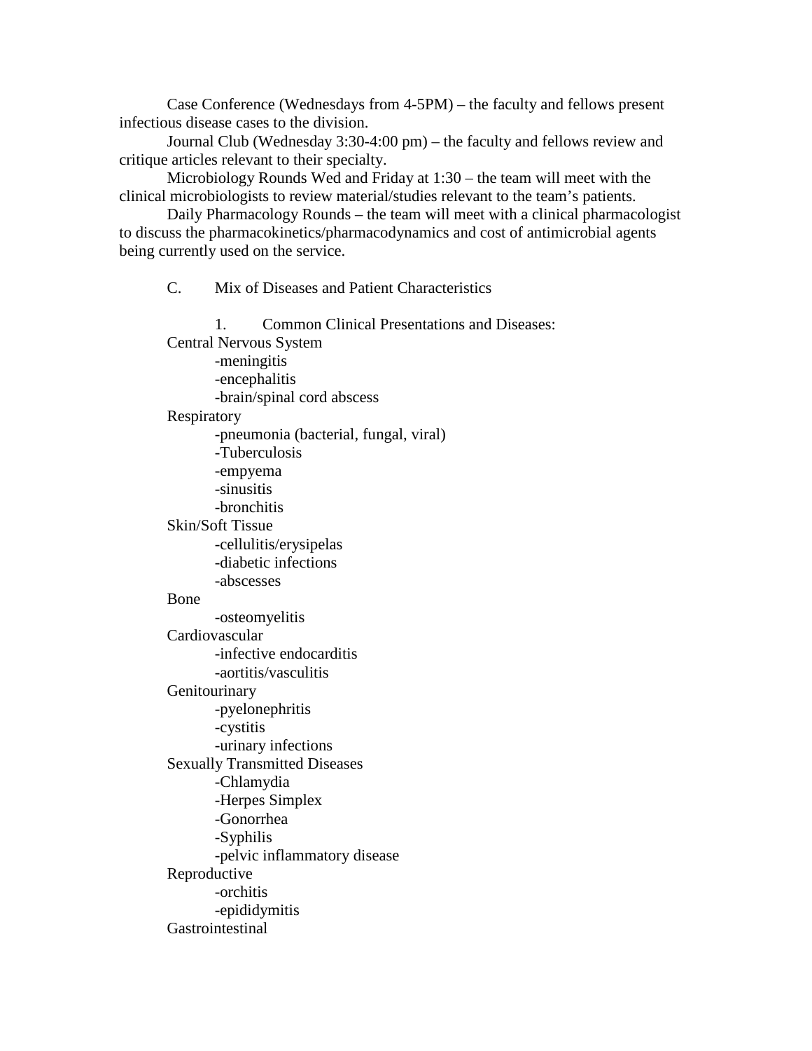Case Conference (Wednesdays from 4-5PM) – the faculty and fellows present infectious disease cases to the division.

Journal Club (Wednesday 3:30-4:00 pm) – the faculty and fellows review and critique articles relevant to their specialty.

Microbiology Rounds Wed and Friday at 1:30 – the team will meet with the clinical microbiologists to review material/studies relevant to the team's patients.

Daily Pharmacology Rounds – the team will meet with a clinical pharmacologist to discuss the pharmacokinetics/pharmacodynamics and cost of antimicrobial agents being currently used on the service.

C. Mix of Diseases and Patient Characteristics

1. Common Clinical Presentations and Diseases:

Central Nervous System
- meningitis
- encephalitis
- brain/spinal cord abscess

Respiratory
- pneumonia (bacterial, fungal, viral)
- Tuberculosis
- empyema
- sinusitis
- bronchitis

Skin/Soft Tissue
- cellulitis/erysipelas
- diabetic infections
- abscesses

Bone
- osteomyelitis

Cardiovascular
- infective endocarditis
- aortitis/vasculitis

Genitourinary
- pyelonephritis
- cystitis
- urinary infections

Sexually Transmitted Diseases
- Chlamydia
- Herpes Simplex
- Gonorrhea
- Syphilis
- pelvic inflammatory disease

Reproductive
- orchitis
- epididymitis

Gastrointestinal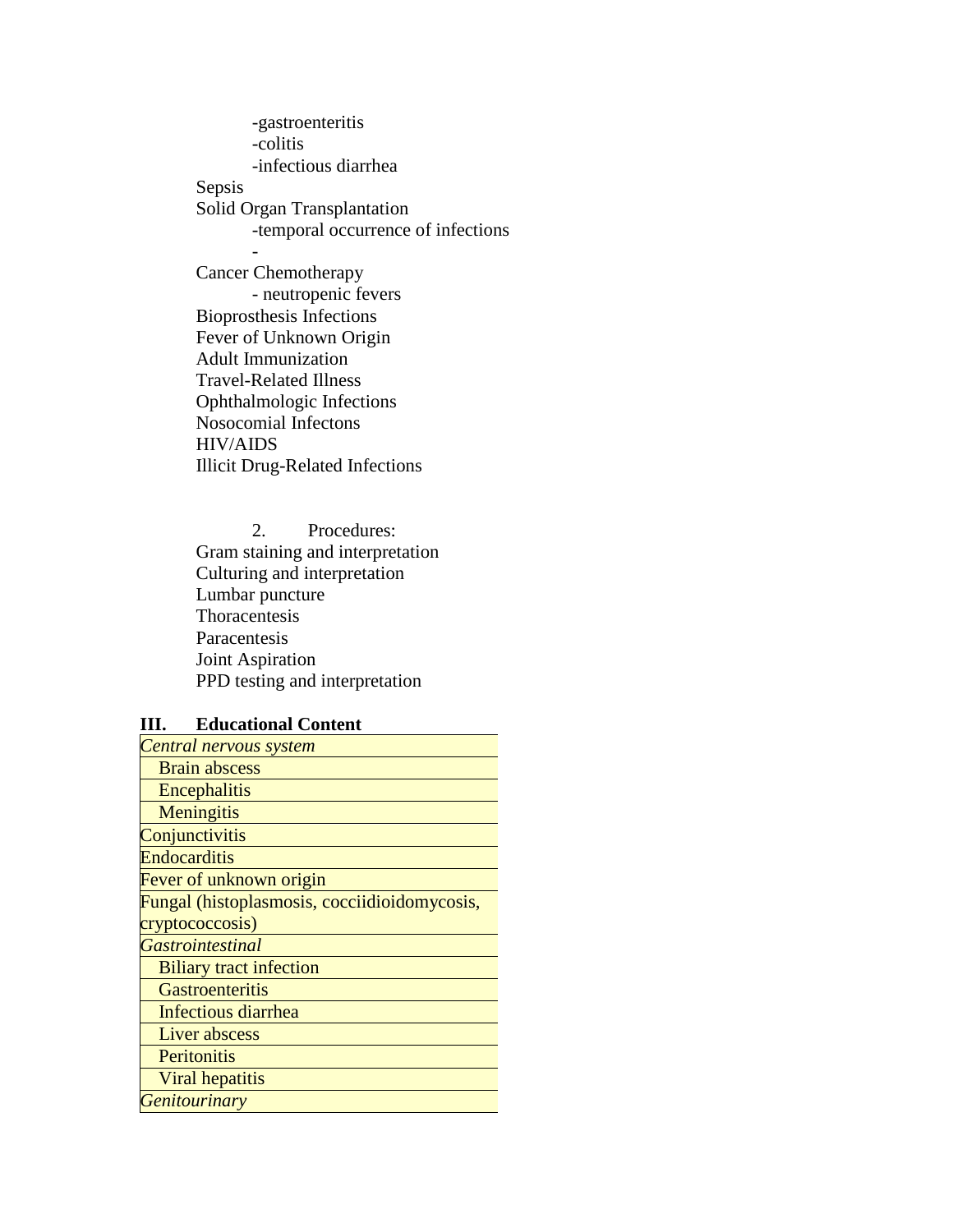- gastroenteritis
- colitis
- infectious diarrhea

Sepsis

Solid Organ Transplantation

- temporal occurrence of infections
-

Cancer Chemotherapy

- neutropenic fevers

Bioprosthesis Infections

Fever of Unknown Origin

Adult Immunization

Travel-Related Illness

Ophthalmologic Infections

Nosocomial Infectons

HIV/AIDS

Illicit Drug-Related Infections

2. Procedures:

Gram staining and interpretation

Culturing and interpretation

Lumbar puncture

Thoracentesis

Paracentesis

Joint Aspiration

PPD testing and interpretation

## III. Educational Content

| *Central nervous system* |
|---|
| Brain abscess |
| Encephalitis |
| Meningitis |
| Conjunctivitis |
| Endocarditis |
| Fever of unknown origin |
| Fungal (histoplasmosis, cocciidioidomycosis, cryptococcosis) |
| *Gastrointestinal* |
| Biliary tract infection |
| Gastroenteritis |
| Infectious diarrhea |
| Liver abscess |
| Peritonitis |
| Viral hepatitis |
| *Genitourinary* |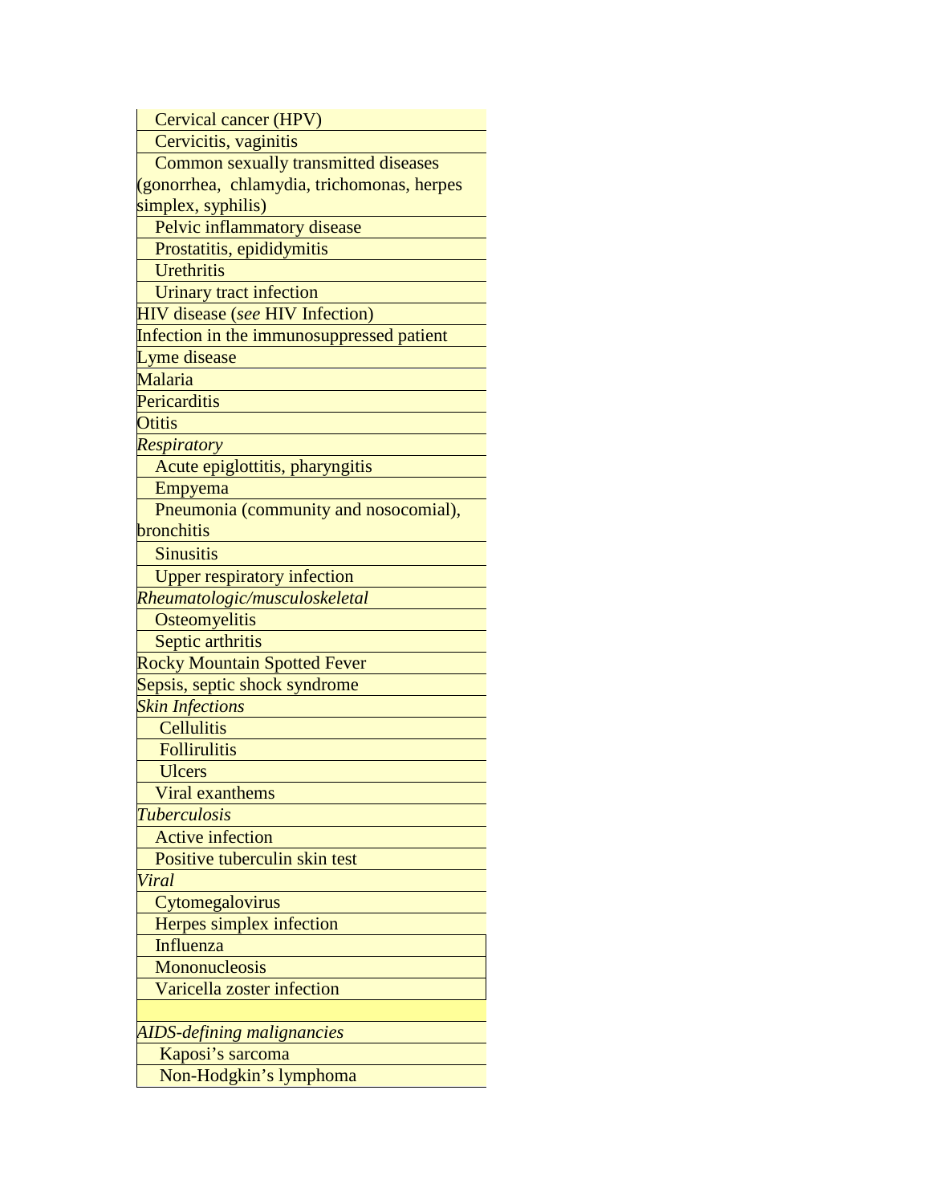| |
|---|
| Cervical cancer (HPV) |
| Cervicitis, vaginitis |
| Common sexually transmitted diseases (gonorrhea, chlamydia, trichomonas, herpes simplex, syphilis) |
| Pelvic inflammatory disease |
| Prostatitis, epididymitis |
| Urethritis |
| Urinary tract infection |
| HIV disease (*see* HIV Infection) |
| Infection in the immunosuppressed patient |
| Lyme disease |
| Malaria |
| Pericarditis |
| Otitis |
| *Respiratory* |
| Acute epiglottitis, pharyngitis |
| Empyema |
| Pneumonia (community and nosocomial), bronchitis |
| Sinusitis |
| Upper respiratory infection |
| *Rheumatologic/musculoskeletal* |
| Osteomyelitis |
| Septic arthritis |
| Rocky Mountain Spotted Fever |
| Sepsis, septic shock syndrome |
| *Skin Infections* |
| Cellulitis |
| Follirulitis |
| Ulcers |
| Viral exanthems |
| *Tuberculosis* |
| Active infection |
| Positive tuberculin skin test |
| *Viral* |
| Cytomegalovirus |
| Herpes simplex infection |
| Influenza |
| Mononucleosis |
| Varicella zoster infection |
| |
| *AIDS-defining malignancies* |
| Kaposi's sarcoma |
| Non-Hodgkin's lymphoma |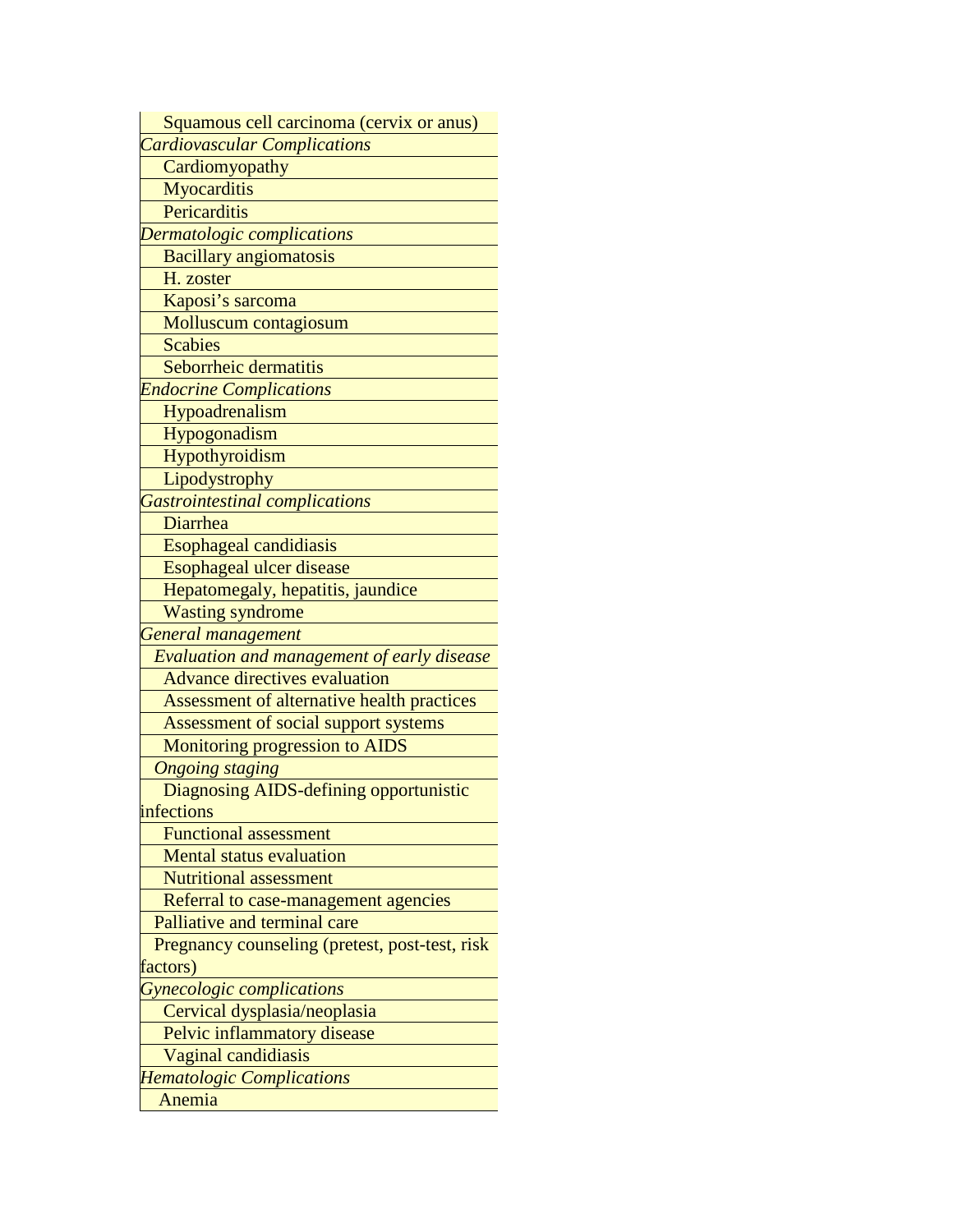| |
|---|
| Squamous cell carcinoma (cervix or anus) |
| *Cardiovascular Complications* |
| Cardiomyopathy |
| Myocarditis |
| Pericarditis |
| *Dermatologic complications* |
| Bacillary angiomatosis |
| H. zoster |
| Kaposi's sarcoma |
| Molluscum contagiosum |
| Scabies |
| Seborrheic dermatitis |
| *Endocrine Complications* |
| Hypoadrenalism |
| Hypogonadism |
| Hypothyroidism |
| Lipodystrophy |
| *Gastrointestinal complications* |
| Diarrhea |
| Esophageal candidiasis |
| Esophageal ulcer disease |
| Hepatomegaly, hepatitis, jaundice |
| Wasting syndrome |
| *General management* |
| *Evaluation and management of early disease* |
| Advance directives evaluation |
| Assessment of alternative health practices |
| Assessment of social support systems |
| Monitoring progression to AIDS |
| *Ongoing staging* |
| Diagnosing AIDS-defining opportunistic infections |
| Functional assessment |
| Mental status evaluation |
| Nutritional assessment |
| Referral to case-management agencies |
| Palliative and terminal care |
| Pregnancy counseling (pretest, post-test, risk factors) |
| *Gynecologic complications* |
| Cervical dysplasia/neoplasia |
| Pelvic inflammatory disease |
| Vaginal candidiasis |
| *Hematologic Complications* |
| Anemia |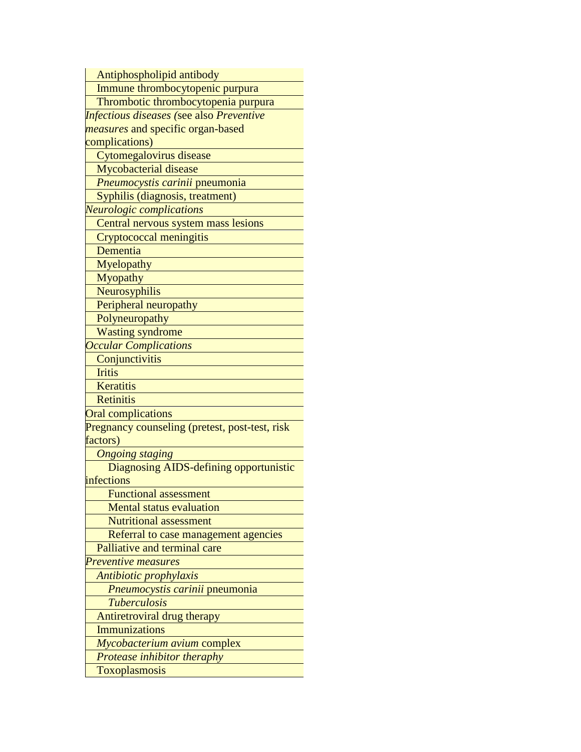| |
|---|
| Antiphospholipid antibody |
| Immune thrombocytopenic purpura |
| Thrombotic thrombocytopenia purpura |
| *Infectious diseases (*see also *Preventive measures* and specific organ-based complications) |
| Cytomegalovirus disease |
| Mycobacterial disease |
| *Pneumocystis carinii* pneumonia |
| Syphilis (diagnosis, treatment) |
| *Neurologic complications* |
| Central nervous system mass lesions |
| Cryptococcal meningitis |
| Dementia |
| Myelopathy |
| Myopathy |
| Neurosyphilis |
| Peripheral neuropathy |
| Polyneuropathy |
| Wasting syndrome |
| *Occular Complications* |
| Conjunctivitis |
| Iritis |
| Keratitis |
| Retinitis |
| Oral complications |
| Pregnancy counseling (pretest, post-test, risk factors) |
| *Ongoing staging* |
| Diagnosing AIDS-defining opportunistic infections |
| Functional assessment |
| Mental status evaluation |
| Nutritional assessment |
| Referral to case management agencies |
| Palliative and terminal care |
| *Preventive measures* |
| *Antibiotic prophylaxis* |
| *Pneumocystis carinii* pneumonia |
| *Tuberculosis* |
| Antiretroviral drug therapy |
| Immunizations |
| *Mycobacterium avium* complex |
| *Protease inhibitor theraphy* |
| Toxoplasmosis |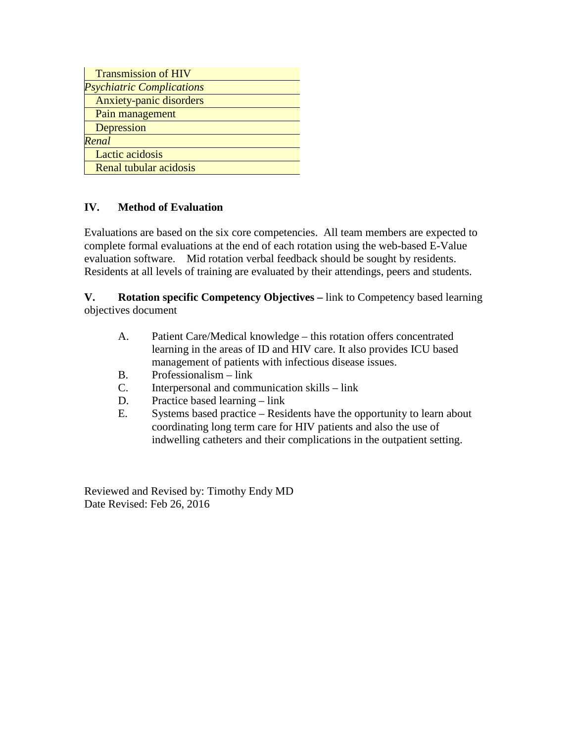| |
|---|
| Transmission of HIV |
| *Psychiatric Complications* |
| Anxiety-panic disorders |
| Pain management |
| Depression |
| *Renal* |
| Lactic acidosis |
| Renal tubular acidosis |

## IV. Method of Evaluation

Evaluations are based on the six core competencies. All team members are expected to complete formal evaluations at the end of each rotation using the web-based E-Value evaluation software. Mid rotation verbal feedback should be sought by residents. Residents at all levels of training are evaluated by their attendings, peers and students.

**V. Rotation specific Competency Objectives –** link to Competency based learning objectives document

A. Patient Care/Medical knowledge – this rotation offers concentrated learning in the areas of ID and HIV care. It also provides ICU based management of patients with infectious disease issues.
B. Professionalism – link
C. Interpersonal and communication skills – link
D. Practice based learning – link
E. Systems based practice – Residents have the opportunity to learn about coordinating long term care for HIV patients and also the use of indwelling catheters and their complications in the outpatient setting.

Reviewed and Revised by: Timothy Endy MD
Date Revised: Feb 26, 2016